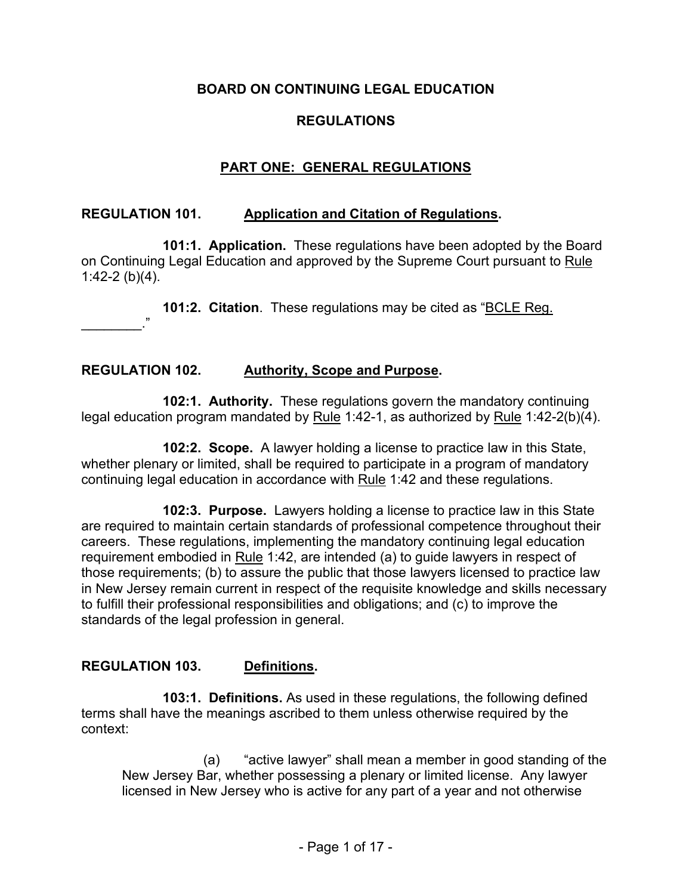# BOARD ON CONTINUING LEGAL EDUCATION

## REGULATIONS

## PART ONE: GENERAL REGULATIONS

### REGULATION 101. Application and Citation of Regulations.

**101:1. Application.** These regulations have been adopted by the Board on Continuing Legal Education and approved by the Supreme Court pursuant to Rule 1:42-2 (b)(4).

**101:2. Citation**. These regulations may be cited as "BCLE Reg. ________."

### REGULATION 102. Authority, Scope and Purpose.

**102:1. Authority.** These regulations govern the mandatory continuing legal education program mandated by Rule 1:42-1, as authorized by Rule 1:42-2(b)(4).

**102:2. Scope.** A lawyer holding a license to practice law in this State, whether plenary or limited, shall be required to participate in a program of mandatory continuing legal education in accordance with Rule 1:42 and these regulations.

**102:3. Purpose.** Lawyers holding a license to practice law in this State are required to maintain certain standards of professional competence throughout their careers. These regulations, implementing the mandatory continuing legal education requirement embodied in Rule 1:42, are intended (a) to guide lawyers in respect of those requirements; (b) to assure the public that those lawyers licensed to practice law in New Jersey remain current in respect of the requisite knowledge and skills necessary to fulfill their professional responsibilities and obligations; and (c) to improve the standards of the legal profession in general.

### REGULATION 103. Definitions.

**103:1. Definitions.** As used in these regulations, the following defined terms shall have the meanings ascribed to them unless otherwise required by the context:

(a) "active lawyer" shall mean a member in good standing of the New Jersey Bar, whether possessing a plenary or limited license. Any lawyer licensed in New Jersey who is active for any part of a year and not otherwise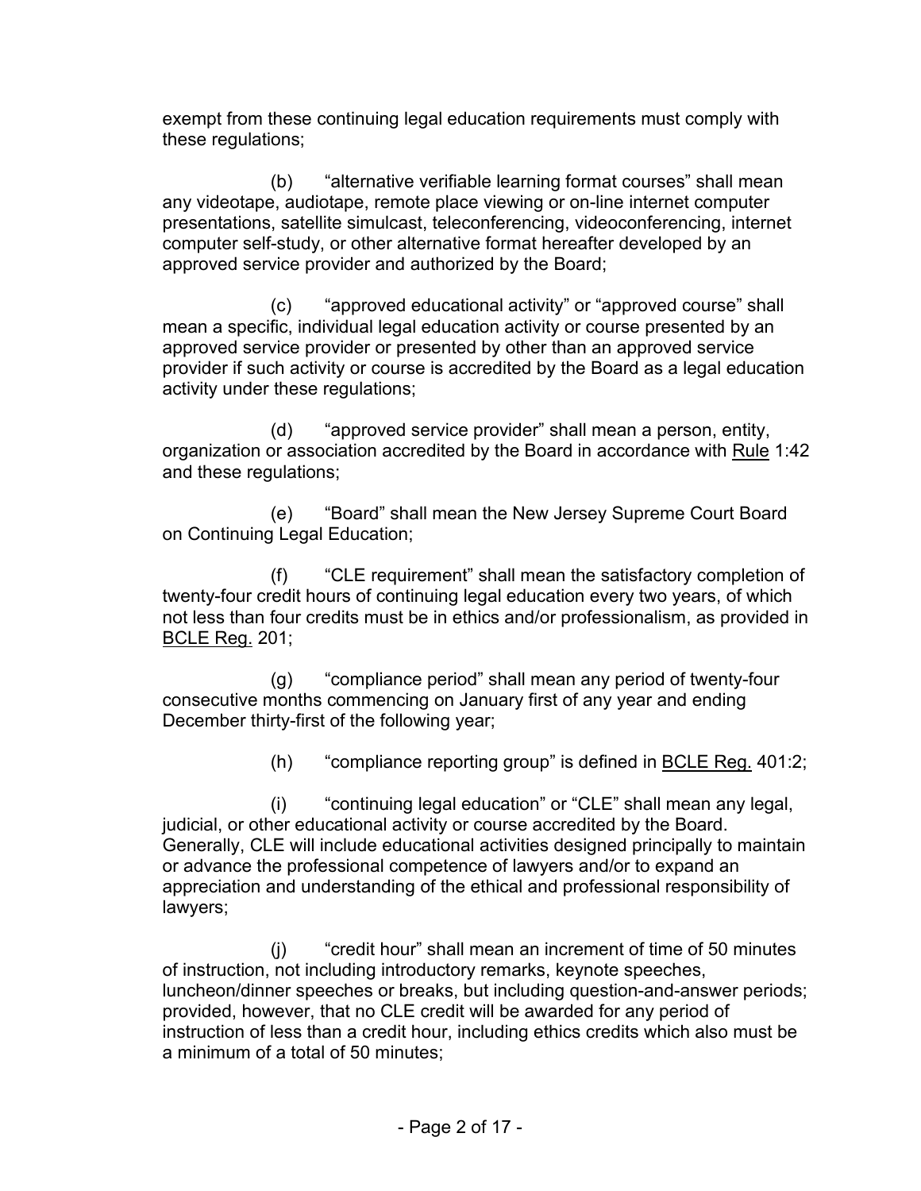exempt from these continuing legal education requirements must comply with these regulations;

(b) "alternative verifiable learning format courses" shall mean any videotape, audiotape, remote place viewing or on-line internet computer presentations, satellite simulcast, teleconferencing, videoconferencing, internet computer self-study, or other alternative format hereafter developed by an approved service provider and authorized by the Board;

(c) "approved educational activity" or "approved course" shall mean a specific, individual legal education activity or course presented by an approved service provider or presented by other than an approved service provider if such activity or course is accredited by the Board as a legal education activity under these regulations;

(d) "approved service provider" shall mean a person, entity, organization or association accredited by the Board in accordance with Rule 1:42 and these regulations;

(e) "Board" shall mean the New Jersey Supreme Court Board on Continuing Legal Education;

(f) "CLE requirement" shall mean the satisfactory completion of twenty-four credit hours of continuing legal education every two years, of which not less than four credits must be in ethics and/or professionalism, as provided in BCLE Reg. 201;

(g) "compliance period" shall mean any period of twenty-four consecutive months commencing on January first of any year and ending December thirty-first of the following year;

(h) "compliance reporting group" is defined in BCLE Reg. 401:2;

(i) "continuing legal education" or "CLE" shall mean any legal, judicial, or other educational activity or course accredited by the Board. Generally, CLE will include educational activities designed principally to maintain or advance the professional competence of lawyers and/or to expand an appreciation and understanding of the ethical and professional responsibility of lawyers;

(j) "credit hour" shall mean an increment of time of 50 minutes of instruction, not including introductory remarks, keynote speeches, luncheon/dinner speeches or breaks, but including question-and-answer periods; provided, however, that no CLE credit will be awarded for any period of instruction of less than a credit hour, including ethics credits which also must be a minimum of a total of 50 minutes;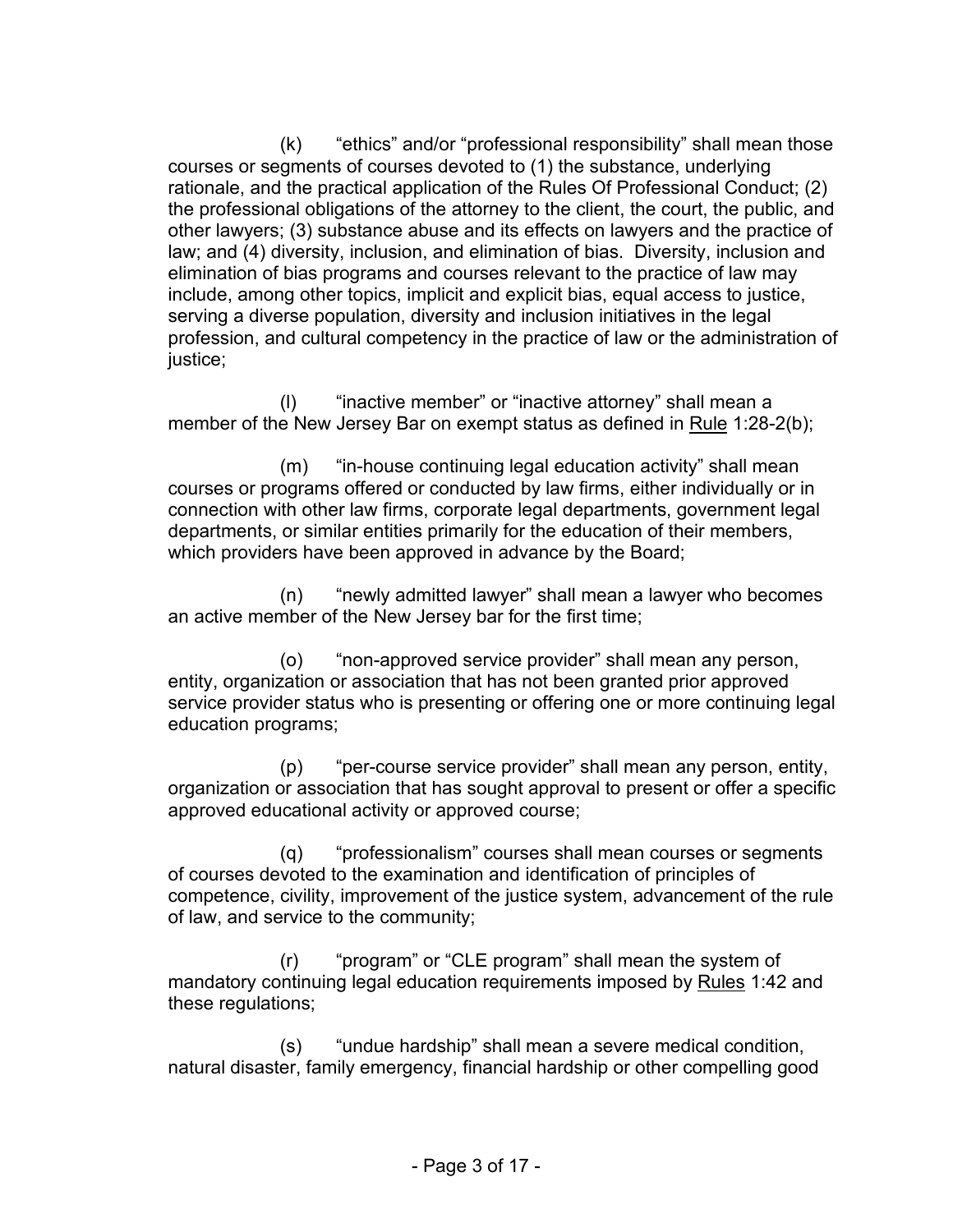(k) "ethics" and/or "professional responsibility" shall mean those courses or segments of courses devoted to (1) the substance, underlying rationale, and the practical application of the Rules Of Professional Conduct; (2) the professional obligations of the attorney to the client, the court, the public, and other lawyers; (3) substance abuse and its effects on lawyers and the practice of law; and (4) diversity, inclusion, and elimination of bias. Diversity, inclusion and elimination of bias programs and courses relevant to the practice of law may include, among other topics, implicit and explicit bias, equal access to justice, serving a diverse population, diversity and inclusion initiatives in the legal profession, and cultural competency in the practice of law or the administration of justice;

(l) "inactive member" or "inactive attorney" shall mean a member of the New Jersey Bar on exempt status as defined in Rule 1:28-2(b);

(m) "in-house continuing legal education activity" shall mean courses or programs offered or conducted by law firms, either individually or in connection with other law firms, corporate legal departments, government legal departments, or similar entities primarily for the education of their members, which providers have been approved in advance by the Board;

(n) "newly admitted lawyer" shall mean a lawyer who becomes an active member of the New Jersey bar for the first time;

(o) "non-approved service provider" shall mean any person, entity, organization or association that has not been granted prior approved service provider status who is presenting or offering one or more continuing legal education programs;

(p) "per-course service provider" shall mean any person, entity, organization or association that has sought approval to present or offer a specific approved educational activity or approved course;

(q) "professionalism" courses shall mean courses or segments of courses devoted to the examination and identification of principles of competence, civility, improvement of the justice system, advancement of the rule of law, and service to the community;

(r) "program" or "CLE program" shall mean the system of mandatory continuing legal education requirements imposed by Rules 1:42 and these regulations;

(s) "undue hardship" shall mean a severe medical condition, natural disaster, family emergency, financial hardship or other compelling good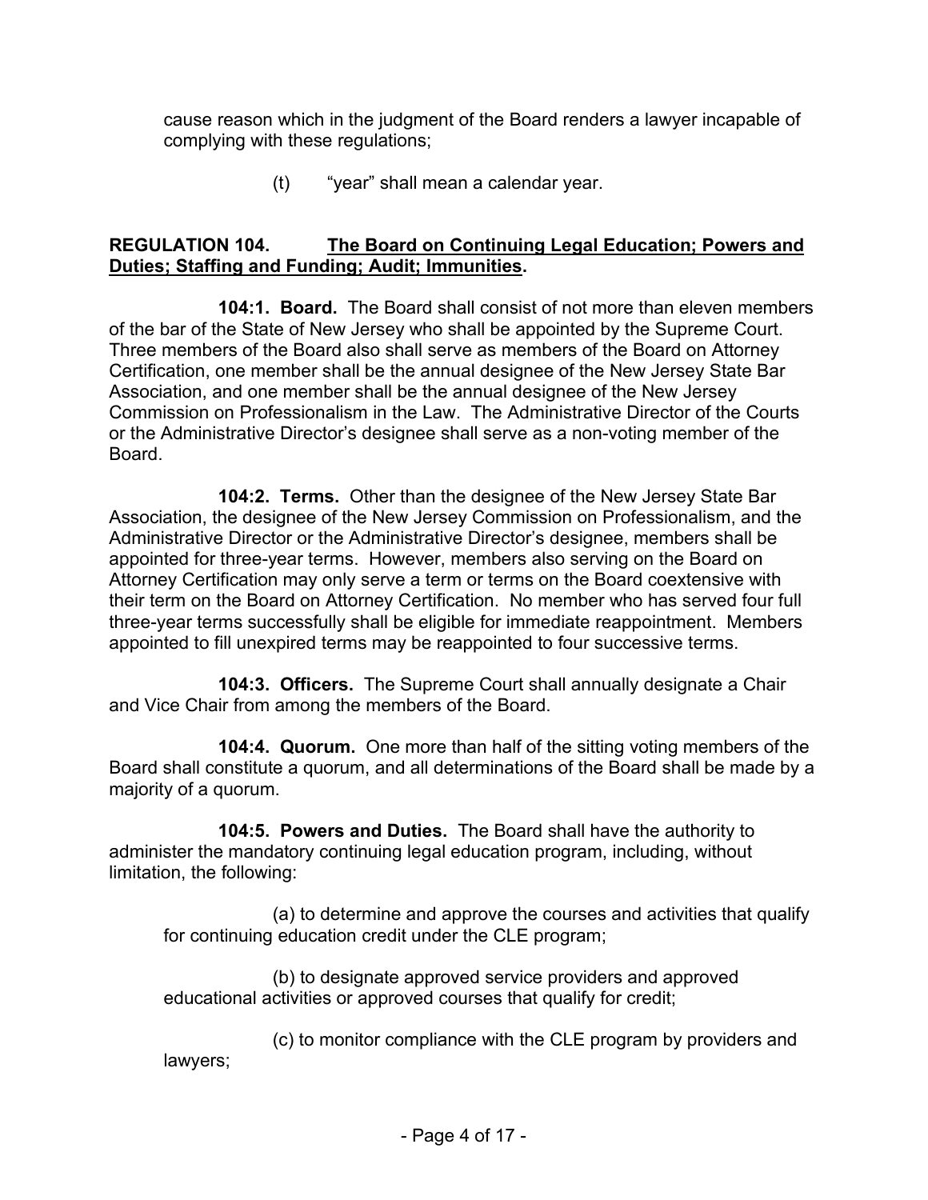cause reason which in the judgment of the Board renders a lawyer incapable of complying with these regulations;

(t) "year" shall mean a calendar year.

## REGULATION 104. The Board on Continuing Legal Education; Powers and Duties; Staffing and Funding; Audit; Immunities.

**104:1. Board.** The Board shall consist of not more than eleven members of the bar of the State of New Jersey who shall be appointed by the Supreme Court. Three members of the Board also shall serve as members of the Board on Attorney Certification, one member shall be the annual designee of the New Jersey State Bar Association, and one member shall be the annual designee of the New Jersey Commission on Professionalism in the Law. The Administrative Director of the Courts or the Administrative Director's designee shall serve as a non-voting member of the Board.

**104:2. Terms.** Other than the designee of the New Jersey State Bar Association, the designee of the New Jersey Commission on Professionalism, and the Administrative Director or the Administrative Director's designee, members shall be appointed for three-year terms. However, members also serving on the Board on Attorney Certification may only serve a term or terms on the Board coextensive with their term on the Board on Attorney Certification. No member who has served four full three-year terms successfully shall be eligible for immediate reappointment. Members appointed to fill unexpired terms may be reappointed to four successive terms.

**104:3. Officers.** The Supreme Court shall annually designate a Chair and Vice Chair from among the members of the Board.

**104:4. Quorum.** One more than half of the sitting voting members of the Board shall constitute a quorum, and all determinations of the Board shall be made by a majority of a quorum.

**104:5. Powers and Duties.** The Board shall have the authority to administer the mandatory continuing legal education program, including, without limitation, the following:

(a) to determine and approve the courses and activities that qualify for continuing education credit under the CLE program;

(b) to designate approved service providers and approved educational activities or approved courses that qualify for credit;

(c) to monitor compliance with the CLE program by providers and lawyers;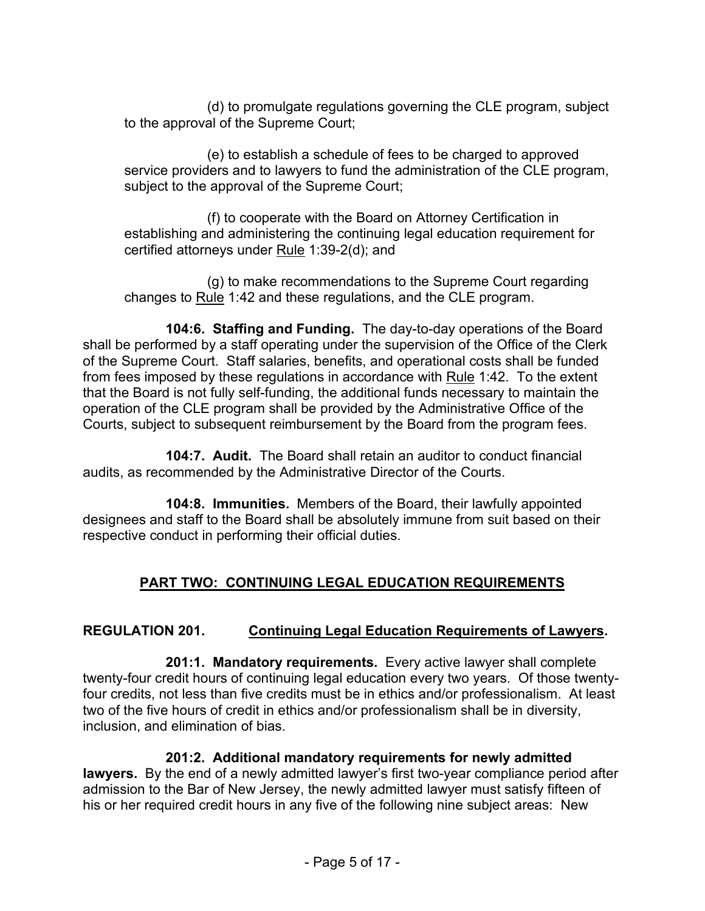(d) to promulgate regulations governing the CLE program, subject to the approval of the Supreme Court;

(e) to establish a schedule of fees to be charged to approved service providers and to lawyers to fund the administration of the CLE program, subject to the approval of the Supreme Court;

(f) to cooperate with the Board on Attorney Certification in establishing and administering the continuing legal education requirement for certified attorneys under Rule 1:39-2(d); and

(g) to make recommendations to the Supreme Court regarding changes to Rule 1:42 and these regulations, and the CLE program.

**104:6. Staffing and Funding.** The day-to-day operations of the Board shall be performed by a staff operating under the supervision of the Office of the Clerk of the Supreme Court. Staff salaries, benefits, and operational costs shall be funded from fees imposed by these regulations in accordance with Rule 1:42. To the extent that the Board is not fully self-funding, the additional funds necessary to maintain the operation of the CLE program shall be provided by the Administrative Office of the Courts, subject to subsequent reimbursement by the Board from the program fees.

**104:7. Audit.** The Board shall retain an auditor to conduct financial audits, as recommended by the Administrative Director of the Courts.

**104:8. Immunities.** Members of the Board, their lawfully appointed designees and staff to the Board shall be absolutely immune from suit based on their respective conduct in performing their official duties.

## PART TWO: CONTINUING LEGAL EDUCATION REQUIREMENTS

### REGULATION 201. Continuing Legal Education Requirements of Lawyers.

**201:1. Mandatory requirements.** Every active lawyer shall complete twenty-four credit hours of continuing legal education every two years. Of those twenty-four credits, not less than five credits must be in ethics and/or professionalism. At least two of the five hours of credit in ethics and/or professionalism shall be in diversity, inclusion, and elimination of bias.

**201:2. Additional mandatory requirements for newly admitted lawyers.** By the end of a newly admitted lawyer's first two-year compliance period after admission to the Bar of New Jersey, the newly admitted lawyer must satisfy fifteen of his or her required credit hours in any five of the following nine subject areas: New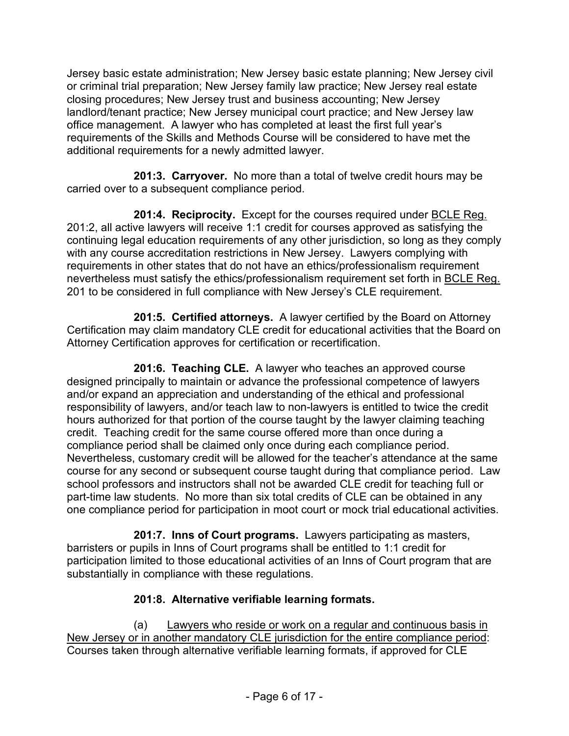Jersey basic estate administration; New Jersey basic estate planning; New Jersey civil or criminal trial preparation; New Jersey family law practice; New Jersey real estate closing procedures; New Jersey trust and business accounting; New Jersey landlord/tenant practice; New Jersey municipal court practice; and New Jersey law office management. A lawyer who has completed at least the first full year's requirements of the Skills and Methods Course will be considered to have met the additional requirements for a newly admitted lawyer.

**201:3. Carryover.** No more than a total of twelve credit hours may be carried over to a subsequent compliance period.

**201:4. Reciprocity.** Except for the courses required under BCLE Reg. 201:2, all active lawyers will receive 1:1 credit for courses approved as satisfying the continuing legal education requirements of any other jurisdiction, so long as they comply with any course accreditation restrictions in New Jersey. Lawyers complying with requirements in other states that do not have an ethics/professionalism requirement nevertheless must satisfy the ethics/professionalism requirement set forth in BCLE Reg. 201 to be considered in full compliance with New Jersey's CLE requirement.

**201:5. Certified attorneys.** A lawyer certified by the Board on Attorney Certification may claim mandatory CLE credit for educational activities that the Board on Attorney Certification approves for certification or recertification.

**201:6. Teaching CLE.** A lawyer who teaches an approved course designed principally to maintain or advance the professional competence of lawyers and/or expand an appreciation and understanding of the ethical and professional responsibility of lawyers, and/or teach law to non-lawyers is entitled to twice the credit hours authorized for that portion of the course taught by the lawyer claiming teaching credit. Teaching credit for the same course offered more than once during a compliance period shall be claimed only once during each compliance period. Nevertheless, customary credit will be allowed for the teacher's attendance at the same course for any second or subsequent course taught during that compliance period. Law school professors and instructors shall not be awarded CLE credit for teaching full or part-time law students. No more than six total credits of CLE can be obtained in any one compliance period for participation in moot court or mock trial educational activities.

**201:7. Inns of Court programs.** Lawyers participating as masters, barristers or pupils in Inns of Court programs shall be entitled to 1:1 credit for participation limited to those educational activities of an Inns of Court program that are substantially in compliance with these regulations.

**201:8. Alternative verifiable learning formats.**

(a) Lawyers who reside or work on a regular and continuous basis in New Jersey or in another mandatory CLE jurisdiction for the entire compliance period: Courses taken through alternative verifiable learning formats, if approved for CLE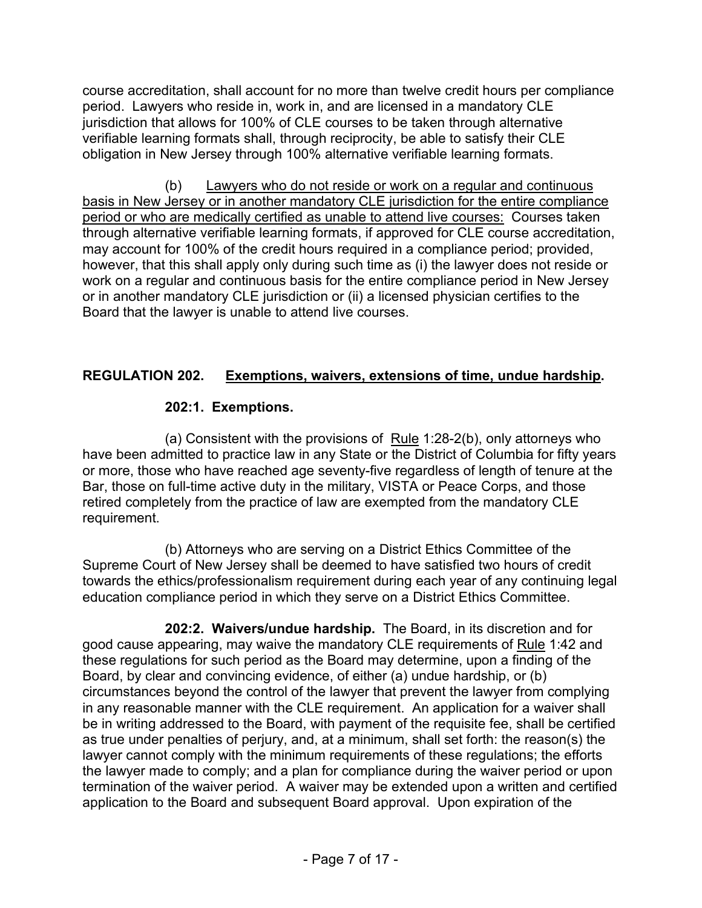course accreditation, shall account for no more than twelve credit hours per compliance period. Lawyers who reside in, work in, and are licensed in a mandatory CLE jurisdiction that allows for 100% of CLE courses to be taken through alternative verifiable learning formats shall, through reciprocity, be able to satisfy their CLE obligation in New Jersey through 100% alternative verifiable learning formats.

(b) <u>Lawyers who do not reside or work on a regular and continuous basis in New Jersey or in another mandatory CLE jurisdiction for the entire compliance period or who are medically certified as unable to attend live courses:</u> Courses taken through alternative verifiable learning formats, if approved for CLE course accreditation, may account for 100% of the credit hours required in a compliance period; provided, however, that this shall apply only during such time as (i) the lawyer does not reside or work on a regular and continuous basis for the entire compliance period in New Jersey or in another mandatory CLE jurisdiction or (ii) a licensed physician certifies to the Board that the lawyer is unable to attend live courses.

## REGULATION 202. <u>Exemptions, waivers, extensions of time, undue hardship</u>.

### 202:1. Exemptions.

(a) Consistent with the provisions of <u>Rule</u> 1:28-2(b), only attorneys who have been admitted to practice law in any State or the District of Columbia for fifty years or more, those who have reached age seventy-five regardless of length of tenure at the Bar, those on full-time active duty in the military, VISTA or Peace Corps, and those retired completely from the practice of law are exempted from the mandatory CLE requirement.

(b) Attorneys who are serving on a District Ethics Committee of the Supreme Court of New Jersey shall be deemed to have satisfied two hours of credit towards the ethics/professionalism requirement during each year of any continuing legal education compliance period in which they serve on a District Ethics Committee.

**202:2. Waivers/undue hardship.** The Board, in its discretion and for good cause appearing, may waive the mandatory CLE requirements of <u>Rule</u> 1:42 and these regulations for such period as the Board may determine, upon a finding of the Board, by clear and convincing evidence, of either (a) undue hardship, or (b) circumstances beyond the control of the lawyer that prevent the lawyer from complying in any reasonable manner with the CLE requirement. An application for a waiver shall be in writing addressed to the Board, with payment of the requisite fee, shall be certified as true under penalties of perjury, and, at a minimum, shall set forth: the reason(s) the lawyer cannot comply with the minimum requirements of these regulations; the efforts the lawyer made to comply; and a plan for compliance during the waiver period or upon termination of the waiver period. A waiver may be extended upon a written and certified application to the Board and subsequent Board approval. Upon expiration of the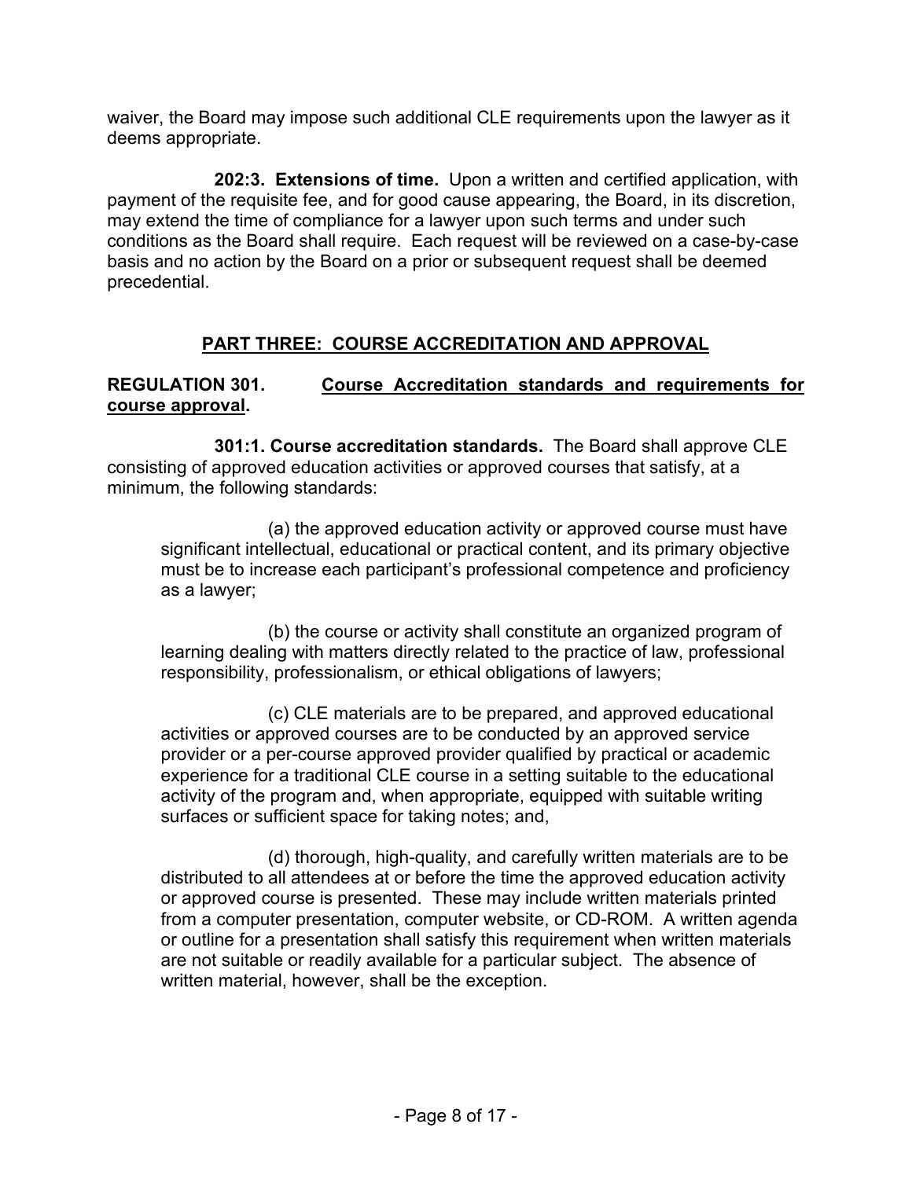waiver, the Board may impose such additional CLE requirements upon the lawyer as it deems appropriate.

**202:3. Extensions of time.** Upon a written and certified application, with payment of the requisite fee, and for good cause appearing, the Board, in its discretion, may extend the time of compliance for a lawyer upon such terms and under such conditions as the Board shall require. Each request will be reviewed on a case-by-case basis and no action by the Board on a prior or subsequent request shall be deemed precedential.

## PART THREE: COURSE ACCREDITATION AND APPROVAL

### REGULATION 301. Course Accreditation standards and requirements for course approval.

**301:1. Course accreditation standards.** The Board shall approve CLE consisting of approved education activities or approved courses that satisfy, at a minimum, the following standards:

(a) the approved education activity or approved course must have significant intellectual, educational or practical content, and its primary objective must be to increase each participant's professional competence and proficiency as a lawyer;

(b) the course or activity shall constitute an organized program of learning dealing with matters directly related to the practice of law, professional responsibility, professionalism, or ethical obligations of lawyers;

(c) CLE materials are to be prepared, and approved educational activities or approved courses are to be conducted by an approved service provider or a per-course approved provider qualified by practical or academic experience for a traditional CLE course in a setting suitable to the educational activity of the program and, when appropriate, equipped with suitable writing surfaces or sufficient space for taking notes; and,

(d) thorough, high-quality, and carefully written materials are to be distributed to all attendees at or before the time the approved education activity or approved course is presented. These may include written materials printed from a computer presentation, computer website, or CD-ROM. A written agenda or outline for a presentation shall satisfy this requirement when written materials are not suitable or readily available for a particular subject. The absence of written material, however, shall be the exception.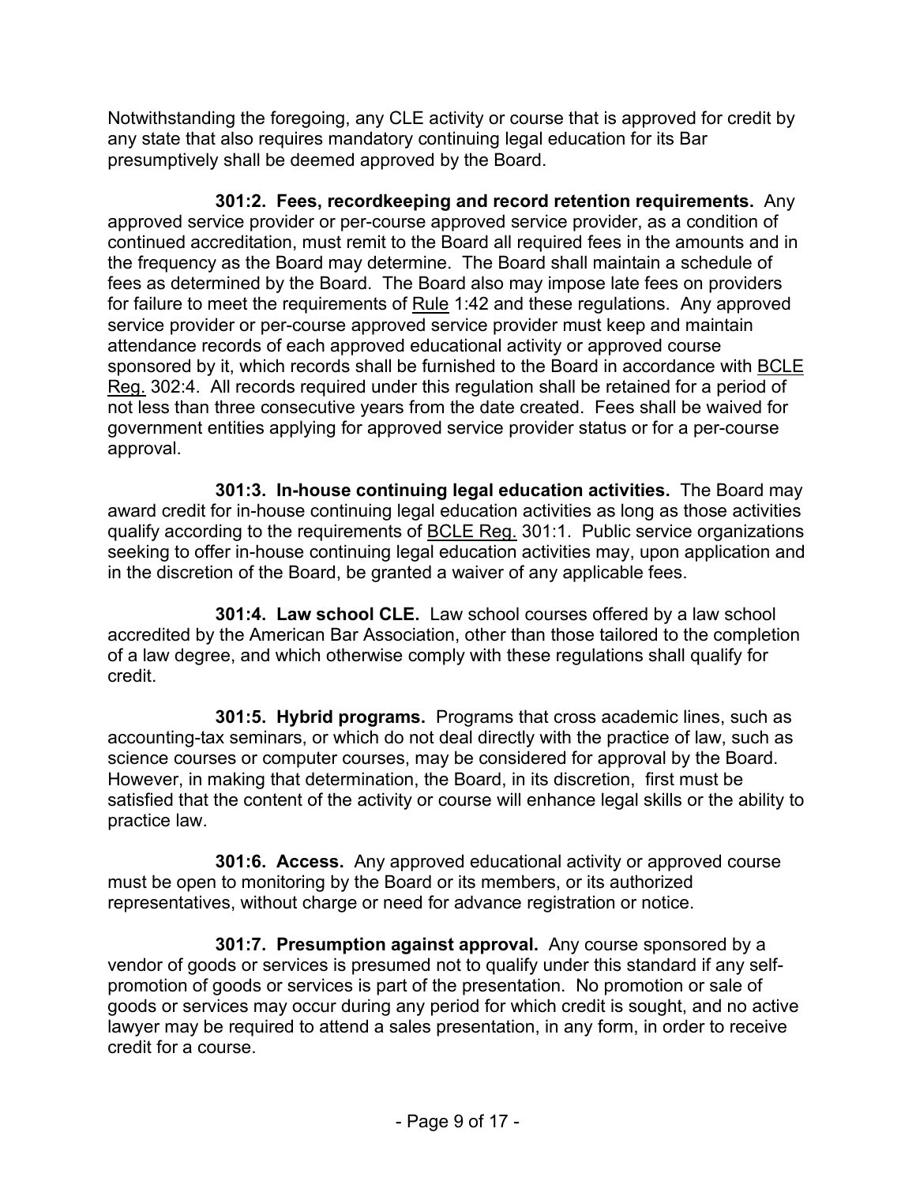Notwithstanding the foregoing, any CLE activity or course that is approved for credit by any state that also requires mandatory continuing legal education for its Bar presumptively shall be deemed approved by the Board.

**301:2. Fees, recordkeeping and record retention requirements.** Any approved service provider or per-course approved service provider, as a condition of continued accreditation, must remit to the Board all required fees in the amounts and in the frequency as the Board may determine. The Board shall maintain a schedule of fees as determined by the Board. The Board also may impose late fees on providers for failure to meet the requirements of Rule 1:42 and these regulations. Any approved service provider or per-course approved service provider must keep and maintain attendance records of each approved educational activity or approved course sponsored by it, which records shall be furnished to the Board in accordance with BCLE Reg. 302:4. All records required under this regulation shall be retained for a period of not less than three consecutive years from the date created. Fees shall be waived for government entities applying for approved service provider status or for a per-course approval.

**301:3. In-house continuing legal education activities.** The Board may award credit for in-house continuing legal education activities as long as those activities qualify according to the requirements of BCLE Reg. 301:1. Public service organizations seeking to offer in-house continuing legal education activities may, upon application and in the discretion of the Board, be granted a waiver of any applicable fees.

**301:4. Law school CLE.** Law school courses offered by a law school accredited by the American Bar Association, other than those tailored to the completion of a law degree, and which otherwise comply with these regulations shall qualify for credit.

**301:5. Hybrid programs.** Programs that cross academic lines, such as accounting-tax seminars, or which do not deal directly with the practice of law, such as science courses or computer courses, may be considered for approval by the Board. However, in making that determination, the Board, in its discretion, first must be satisfied that the content of the activity or course will enhance legal skills or the ability to practice law.

**301:6. Access.** Any approved educational activity or approved course must be open to monitoring by the Board or its members, or its authorized representatives, without charge or need for advance registration or notice.

**301:7. Presumption against approval.** Any course sponsored by a vendor of goods or services is presumed not to qualify under this standard if any self-promotion of goods or services is part of the presentation. No promotion or sale of goods or services may occur during any period for which credit is sought, and no active lawyer may be required to attend a sales presentation, in any form, in order to receive credit for a course.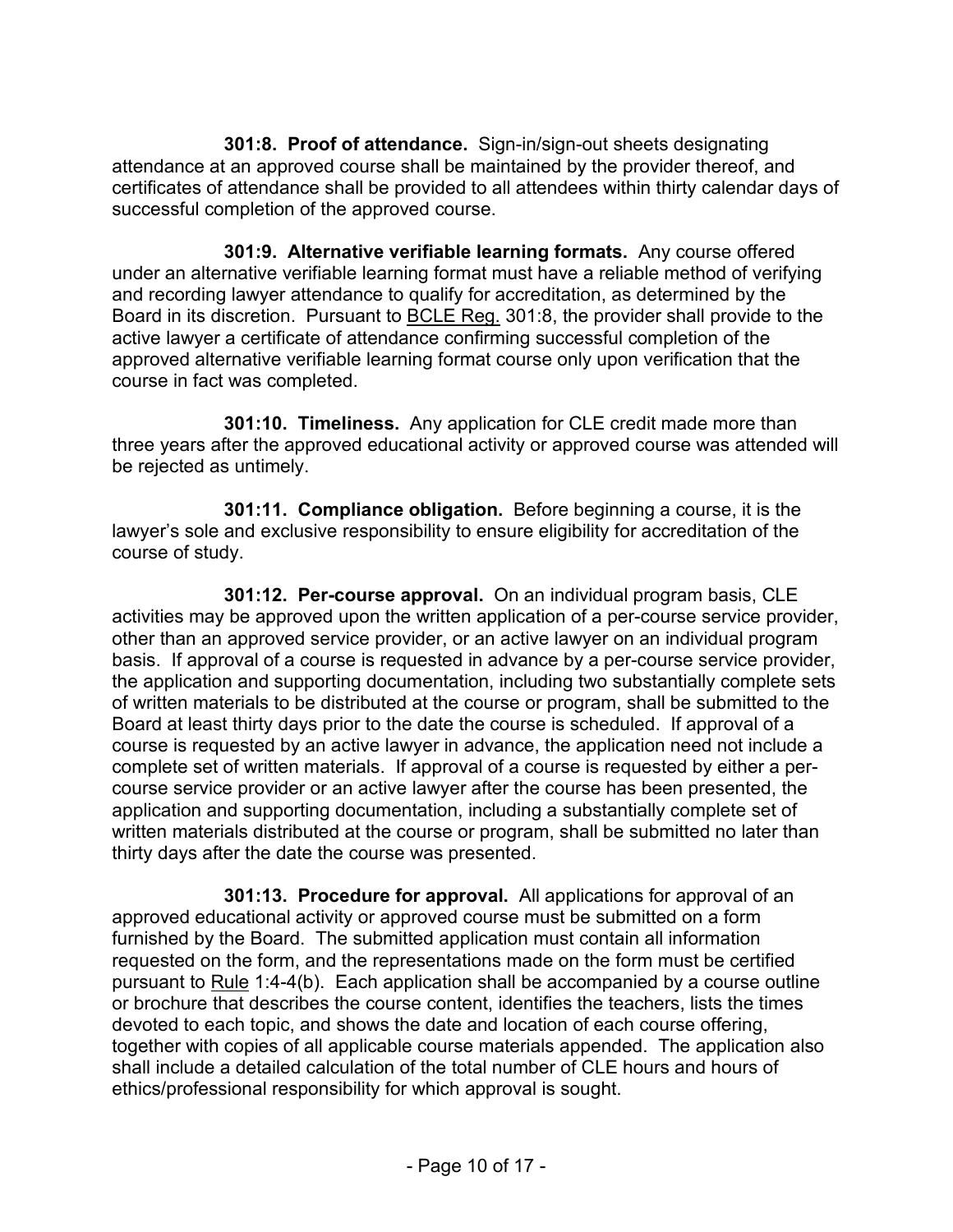**301:8. Proof of attendance.** Sign-in/sign-out sheets designating attendance at an approved course shall be maintained by the provider thereof, and certificates of attendance shall be provided to all attendees within thirty calendar days of successful completion of the approved course.

**301:9. Alternative verifiable learning formats.** Any course offered under an alternative verifiable learning format must have a reliable method of verifying and recording lawyer attendance to qualify for accreditation, as determined by the Board in its discretion. Pursuant to BCLE Reg. 301:8, the provider shall provide to the active lawyer a certificate of attendance confirming successful completion of the approved alternative verifiable learning format course only upon verification that the course in fact was completed.

**301:10. Timeliness.** Any application for CLE credit made more than three years after the approved educational activity or approved course was attended will be rejected as untimely.

**301:11. Compliance obligation.** Before beginning a course, it is the lawyer's sole and exclusive responsibility to ensure eligibility for accreditation of the course of study.

**301:12. Per-course approval.** On an individual program basis, CLE activities may be approved upon the written application of a per-course service provider, other than an approved service provider, or an active lawyer on an individual program basis. If approval of a course is requested in advance by a per-course service provider, the application and supporting documentation, including two substantially complete sets of written materials to be distributed at the course or program, shall be submitted to the Board at least thirty days prior to the date the course is scheduled. If approval of a course is requested by an active lawyer in advance, the application need not include a complete set of written materials. If approval of a course is requested by either a per-course service provider or an active lawyer after the course has been presented, the application and supporting documentation, including a substantially complete set of written materials distributed at the course or program, shall be submitted no later than thirty days after the date the course was presented.

**301:13. Procedure for approval.** All applications for approval of an approved educational activity or approved course must be submitted on a form furnished by the Board. The submitted application must contain all information requested on the form, and the representations made on the form must be certified pursuant to Rule 1:4-4(b). Each application shall be accompanied by a course outline or brochure that describes the course content, identifies the teachers, lists the times devoted to each topic, and shows the date and location of each course offering, together with copies of all applicable course materials appended. The application also shall include a detailed calculation of the total number of CLE hours and hours of ethics/professional responsibility for which approval is sought.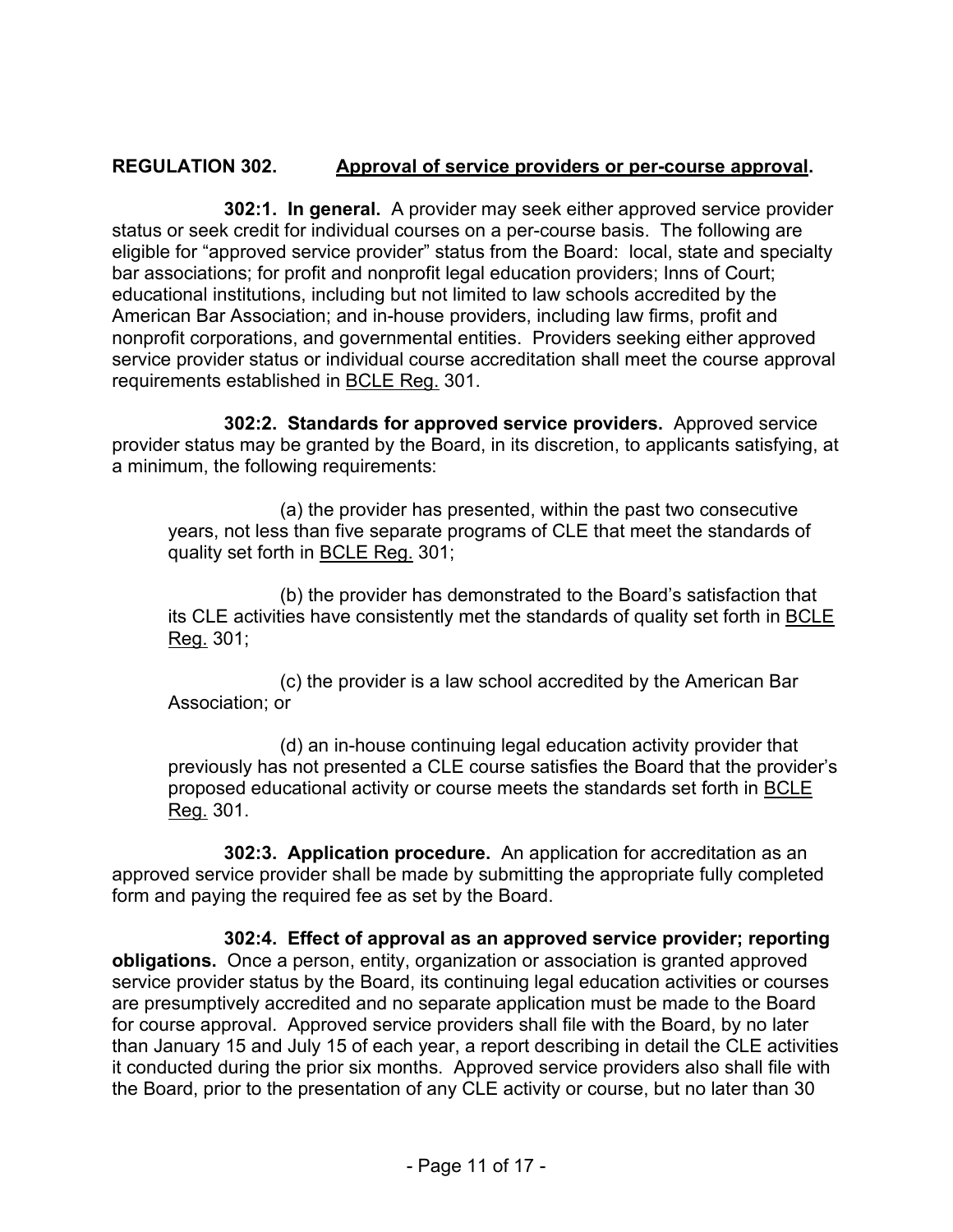## REGULATION 302. Approval of service providers or per-course approval.

**302:1. In general.** A provider may seek either approved service provider status or seek credit for individual courses on a per-course basis. The following are eligible for "approved service provider" status from the Board: local, state and specialty bar associations; for profit and nonprofit legal education providers; Inns of Court; educational institutions, including but not limited to law schools accredited by the American Bar Association; and in-house providers, including law firms, profit and nonprofit corporations, and governmental entities. Providers seeking either approved service provider status or individual course accreditation shall meet the course approval requirements established in BCLE Reg. 301.

**302:2. Standards for approved service providers.** Approved service provider status may be granted by the Board, in its discretion, to applicants satisfying, at a minimum, the following requirements:

(a) the provider has presented, within the past two consecutive years, not less than five separate programs of CLE that meet the standards of quality set forth in BCLE Reg. 301;

(b) the provider has demonstrated to the Board's satisfaction that its CLE activities have consistently met the standards of quality set forth in BCLE Reg. 301;

(c) the provider is a law school accredited by the American Bar Association; or

(d) an in-house continuing legal education activity provider that previously has not presented a CLE course satisfies the Board that the provider's proposed educational activity or course meets the standards set forth in BCLE Reg. 301.

**302:3. Application procedure.** An application for accreditation as an approved service provider shall be made by submitting the appropriate fully completed form and paying the required fee as set by the Board.

**302:4. Effect of approval as an approved service provider; reporting obligations.** Once a person, entity, organization or association is granted approved service provider status by the Board, its continuing legal education activities or courses are presumptively accredited and no separate application must be made to the Board for course approval. Approved service providers shall file with the Board, by no later than January 15 and July 15 of each year, a report describing in detail the CLE activities it conducted during the prior six months. Approved service providers also shall file with the Board, prior to the presentation of any CLE activity or course, but no later than 30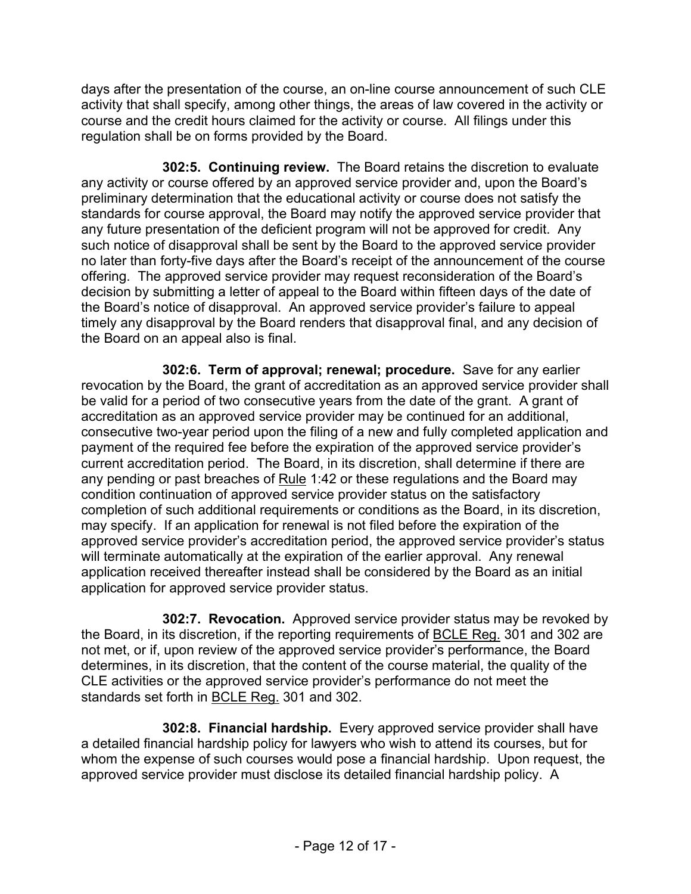days after the presentation of the course, an on-line course announcement of such CLE activity that shall specify, among other things, the areas of law covered in the activity or course and the credit hours claimed for the activity or course. All filings under this regulation shall be on forms provided by the Board.

**302:5. Continuing review.** The Board retains the discretion to evaluate any activity or course offered by an approved service provider and, upon the Board's preliminary determination that the educational activity or course does not satisfy the standards for course approval, the Board may notify the approved service provider that any future presentation of the deficient program will not be approved for credit. Any such notice of disapproval shall be sent by the Board to the approved service provider no later than forty-five days after the Board's receipt of the announcement of the course offering. The approved service provider may request reconsideration of the Board's decision by submitting a letter of appeal to the Board within fifteen days of the date of the Board's notice of disapproval. An approved service provider's failure to appeal timely any disapproval by the Board renders that disapproval final, and any decision of the Board on an appeal also is final.

**302:6. Term of approval; renewal; procedure.** Save for any earlier revocation by the Board, the grant of accreditation as an approved service provider shall be valid for a period of two consecutive years from the date of the grant. A grant of accreditation as an approved service provider may be continued for an additional, consecutive two-year period upon the filing of a new and fully completed application and payment of the required fee before the expiration of the approved service provider's current accreditation period. The Board, in its discretion, shall determine if there are any pending or past breaches of Rule 1:42 or these regulations and the Board may condition continuation of approved service provider status on the satisfactory completion of such additional requirements or conditions as the Board, in its discretion, may specify. If an application for renewal is not filed before the expiration of the approved service provider's accreditation period, the approved service provider's status will terminate automatically at the expiration of the earlier approval. Any renewal application received thereafter instead shall be considered by the Board as an initial application for approved service provider status.

**302:7. Revocation.** Approved service provider status may be revoked by the Board, in its discretion, if the reporting requirements of BCLE Reg. 301 and 302 are not met, or if, upon review of the approved service provider's performance, the Board determines, in its discretion, that the content of the course material, the quality of the CLE activities or the approved service provider's performance do not meet the standards set forth in BCLE Reg. 301 and 302.

**302:8. Financial hardship.** Every approved service provider shall have a detailed financial hardship policy for lawyers who wish to attend its courses, but for whom the expense of such courses would pose a financial hardship. Upon request, the approved service provider must disclose its detailed financial hardship policy. A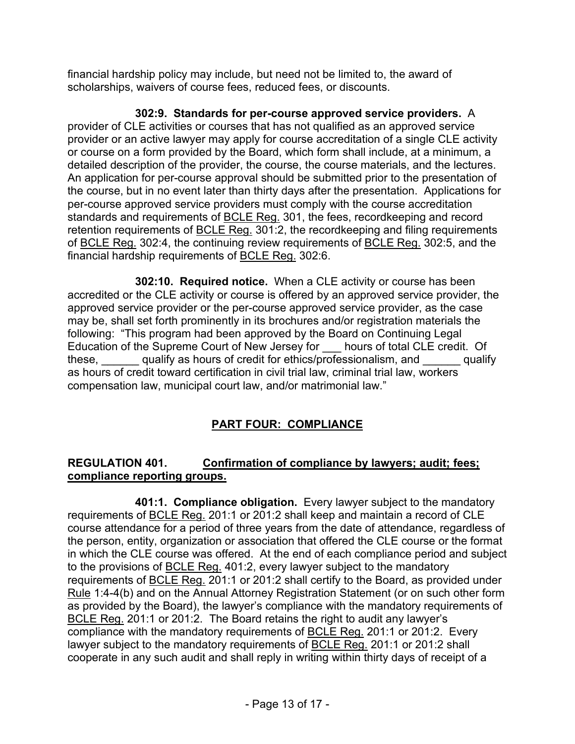financial hardship policy may include, but need not be limited to, the award of scholarships, waivers of course fees, reduced fees, or discounts.

**302:9. Standards for per-course approved service providers.** A provider of CLE activities or courses that has not qualified as an approved service provider or an active lawyer may apply for course accreditation of a single CLE activity or course on a form provided by the Board, which form shall include, at a minimum, a detailed description of the provider, the course, the course materials, and the lectures. An application for per-course approval should be submitted prior to the presentation of the course, but in no event later than thirty days after the presentation. Applications for per-course approved service providers must comply with the course accreditation standards and requirements of BCLE Reg. 301, the fees, recordkeeping and record retention requirements of BCLE Reg. 301:2, the recordkeeping and filing requirements of BCLE Reg. 302:4, the continuing review requirements of BCLE Reg. 302:5, and the financial hardship requirements of BCLE Reg. 302:6.

**302:10. Required notice.** When a CLE activity or course has been accredited or the CLE activity or course is offered by an approved service provider, the approved service provider or the per-course approved service provider, as the case may be, shall set forth prominently in its brochures and/or registration materials the following: "This program had been approved by the Board on Continuing Legal Education of the Supreme Court of New Jersey for ___ hours of total CLE credit. Of these, ______ qualify as hours of credit for ethics/professionalism, and ______ qualify as hours of credit toward certification in civil trial law, criminal trial law, workers compensation law, municipal court law, and/or matrimonial law."

## PART FOUR: COMPLIANCE

### REGULATION 401. Confirmation of compliance by lawyers; audit; fees; compliance reporting groups.

**401:1. Compliance obligation.** Every lawyer subject to the mandatory requirements of BCLE Reg. 201:1 or 201:2 shall keep and maintain a record of CLE course attendance for a period of three years from the date of attendance, regardless of the person, entity, organization or association that offered the CLE course or the format in which the CLE course was offered. At the end of each compliance period and subject to the provisions of BCLE Reg. 401:2, every lawyer subject to the mandatory requirements of BCLE Reg. 201:1 or 201:2 shall certify to the Board, as provided under Rule 1:4-4(b) and on the Annual Attorney Registration Statement (or on such other form as provided by the Board), the lawyer's compliance with the mandatory requirements of BCLE Reg. 201:1 or 201:2. The Board retains the right to audit any lawyer's compliance with the mandatory requirements of BCLE Reg. 201:1 or 201:2. Every lawyer subject to the mandatory requirements of BCLE Reg. 201:1 or 201:2 shall cooperate in any such audit and shall reply in writing within thirty days of receipt of a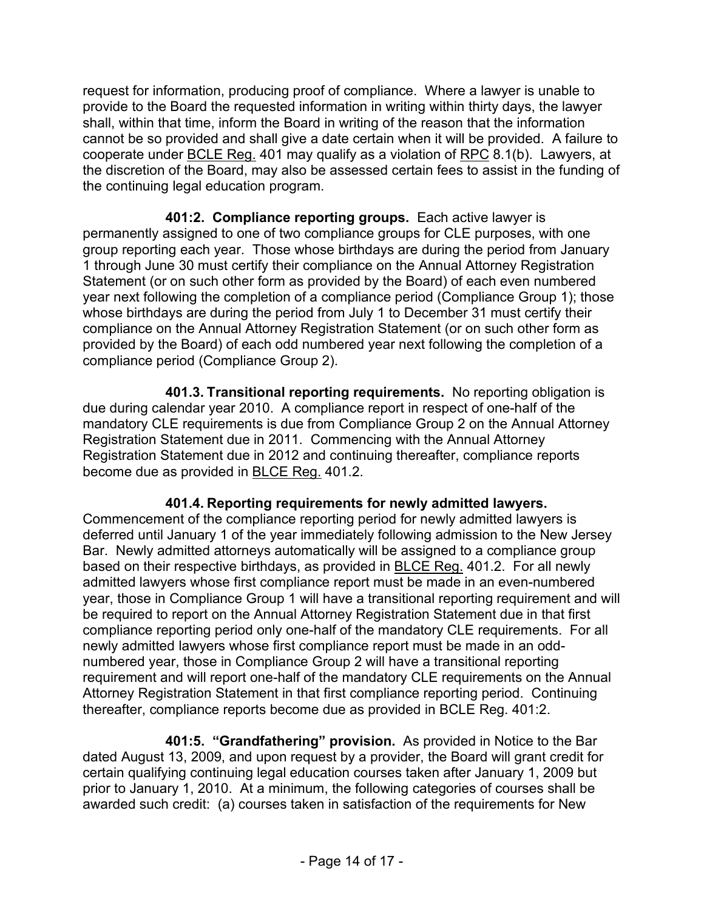request for information, producing proof of compliance. Where a lawyer is unable to provide to the Board the requested information in writing within thirty days, the lawyer shall, within that time, inform the Board in writing of the reason that the information cannot be so provided and shall give a date certain when it will be provided. A failure to cooperate under BCLE Reg. 401 may qualify as a violation of RPC 8.1(b). Lawyers, at the discretion of the Board, may also be assessed certain fees to assist in the funding of the continuing legal education program.

**401:2. Compliance reporting groups.** Each active lawyer is permanently assigned to one of two compliance groups for CLE purposes, with one group reporting each year. Those whose birthdays are during the period from January 1 through June 30 must certify their compliance on the Annual Attorney Registration Statement (or on such other form as provided by the Board) of each even numbered year next following the completion of a compliance period (Compliance Group 1); those whose birthdays are during the period from July 1 to December 31 must certify their compliance on the Annual Attorney Registration Statement (or on such other form as provided by the Board) of each odd numbered year next following the completion of a compliance period (Compliance Group 2).

**401.3. Transitional reporting requirements.** No reporting obligation is due during calendar year 2010. A compliance report in respect of one-half of the mandatory CLE requirements is due from Compliance Group 2 on the Annual Attorney Registration Statement due in 2011. Commencing with the Annual Attorney Registration Statement due in 2012 and continuing thereafter, compliance reports become due as provided in BLCE Reg. 401.2.

**401.4. Reporting requirements for newly admitted lawyers.** Commencement of the compliance reporting period for newly admitted lawyers is deferred until January 1 of the year immediately following admission to the New Jersey Bar. Newly admitted attorneys automatically will be assigned to a compliance group based on their respective birthdays, as provided in BLCE Reg. 401.2. For all newly admitted lawyers whose first compliance report must be made in an even-numbered year, those in Compliance Group 1 will have a transitional reporting requirement and will be required to report on the Annual Attorney Registration Statement due in that first compliance reporting period only one-half of the mandatory CLE requirements. For all newly admitted lawyers whose first compliance report must be made in an odd-numbered year, those in Compliance Group 2 will have a transitional reporting requirement and will report one-half of the mandatory CLE requirements on the Annual Attorney Registration Statement in that first compliance reporting period. Continuing thereafter, compliance reports become due as provided in BCLE Reg. 401:2.

**401:5. "Grandfathering" provision.** As provided in Notice to the Bar dated August 13, 2009, and upon request by a provider, the Board will grant credit for certain qualifying continuing legal education courses taken after January 1, 2009 but prior to January 1, 2010. At a minimum, the following categories of courses shall be awarded such credit: (a) courses taken in satisfaction of the requirements for New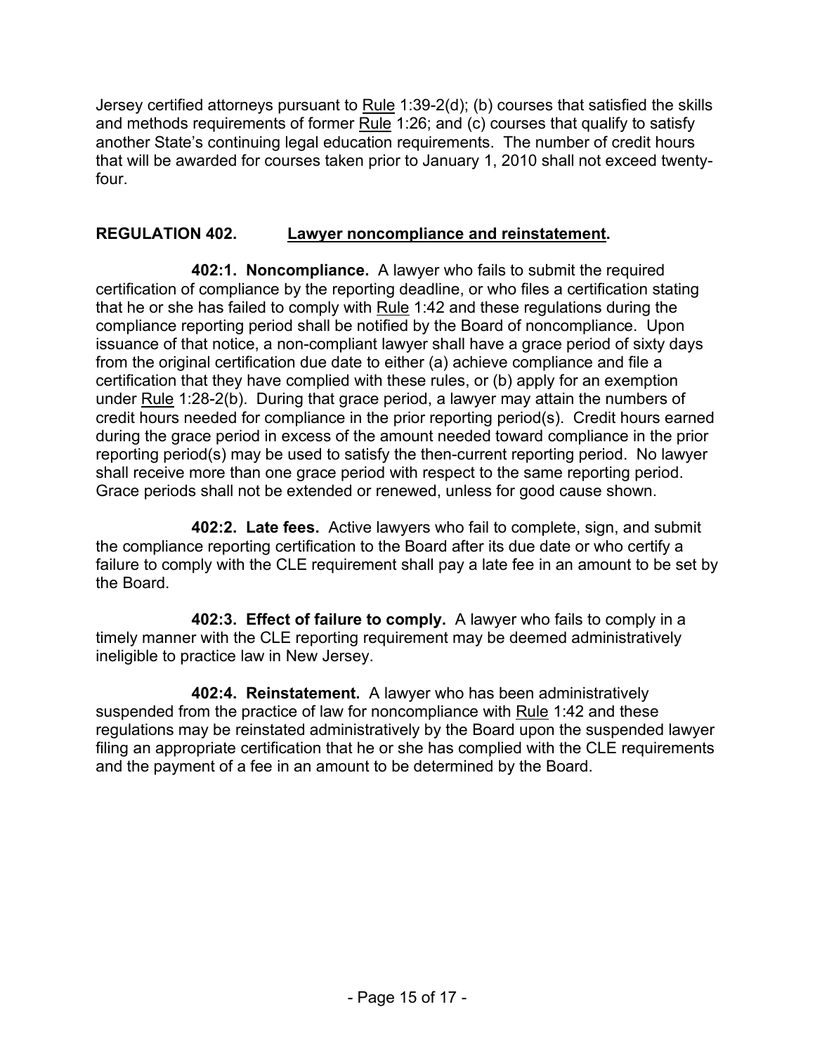Jersey certified attorneys pursuant to Rule 1:39-2(d); (b) courses that satisfied the skills and methods requirements of former Rule 1:26; and (c) courses that qualify to satisfy another State's continuing legal education requirements. The number of credit hours that will be awarded for courses taken prior to January 1, 2010 shall not exceed twenty-four.

## REGULATION 402. Lawyer noncompliance and reinstatement.

**402:1. Noncompliance.** A lawyer who fails to submit the required certification of compliance by the reporting deadline, or who files a certification stating that he or she has failed to comply with Rule 1:42 and these regulations during the compliance reporting period shall be notified by the Board of noncompliance. Upon issuance of that notice, a non-compliant lawyer shall have a grace period of sixty days from the original certification due date to either (a) achieve compliance and file a certification that they have complied with these rules, or (b) apply for an exemption under Rule 1:28-2(b). During that grace period, a lawyer may attain the numbers of credit hours needed for compliance in the prior reporting period(s). Credit hours earned during the grace period in excess of the amount needed toward compliance in the prior reporting period(s) may be used to satisfy the then-current reporting period. No lawyer shall receive more than one grace period with respect to the same reporting period. Grace periods shall not be extended or renewed, unless for good cause shown.

**402:2. Late fees.** Active lawyers who fail to complete, sign, and submit the compliance reporting certification to the Board after its due date or who certify a failure to comply with the CLE requirement shall pay a late fee in an amount to be set by the Board.

**402:3. Effect of failure to comply.** A lawyer who fails to comply in a timely manner with the CLE reporting requirement may be deemed administratively ineligible to practice law in New Jersey.

**402:4. Reinstatement.** A lawyer who has been administratively suspended from the practice of law for noncompliance with Rule 1:42 and these regulations may be reinstated administratively by the Board upon the suspended lawyer filing an appropriate certification that he or she has complied with the CLE requirements and the payment of a fee in an amount to be determined by the Board.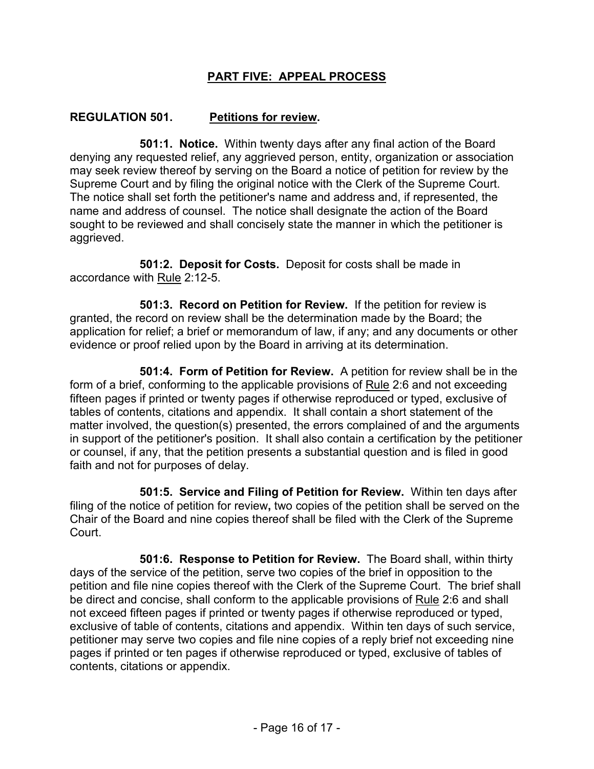## PART FIVE: APPEAL PROCESS

**REGULATION 501. Petitions for review.**

**501:1. Notice.** Within twenty days after any final action of the Board denying any requested relief, any aggrieved person, entity, organization or association may seek review thereof by serving on the Board a notice of petition for review by the Supreme Court and by filing the original notice with the Clerk of the Supreme Court. The notice shall set forth the petitioner's name and address and, if represented, the name and address of counsel. The notice shall designate the action of the Board sought to be reviewed and shall concisely state the manner in which the petitioner is aggrieved.

**501:2. Deposit for Costs.** Deposit for costs shall be made in accordance with Rule 2:12-5.

**501:3. Record on Petition for Review.** If the petition for review is granted, the record on review shall be the determination made by the Board; the application for relief; a brief or memorandum of law, if any; and any documents or other evidence or proof relied upon by the Board in arriving at its determination.

**501:4. Form of Petition for Review.** A petition for review shall be in the form of a brief, conforming to the applicable provisions of Rule 2:6 and not exceeding fifteen pages if printed or twenty pages if otherwise reproduced or typed, exclusive of tables of contents, citations and appendix. It shall contain a short statement of the matter involved, the question(s) presented, the errors complained of and the arguments in support of the petitioner's position. It shall also contain a certification by the petitioner or counsel, if any, that the petition presents a substantial question and is filed in good faith and not for purposes of delay.

**501:5. Service and Filing of Petition for Review.** Within ten days after filing of the notice of petition for review**,** two copies of the petition shall be served on the Chair of the Board and nine copies thereof shall be filed with the Clerk of the Supreme Court.

**501:6. Response to Petition for Review.** The Board shall, within thirty days of the service of the petition, serve two copies of the brief in opposition to the petition and file nine copies thereof with the Clerk of the Supreme Court. The brief shall be direct and concise, shall conform to the applicable provisions of Rule 2:6 and shall not exceed fifteen pages if printed or twenty pages if otherwise reproduced or typed, exclusive of table of contents, citations and appendix. Within ten days of such service, petitioner may serve two copies and file nine copies of a reply brief not exceeding nine pages if printed or ten pages if otherwise reproduced or typed, exclusive of tables of contents, citations or appendix.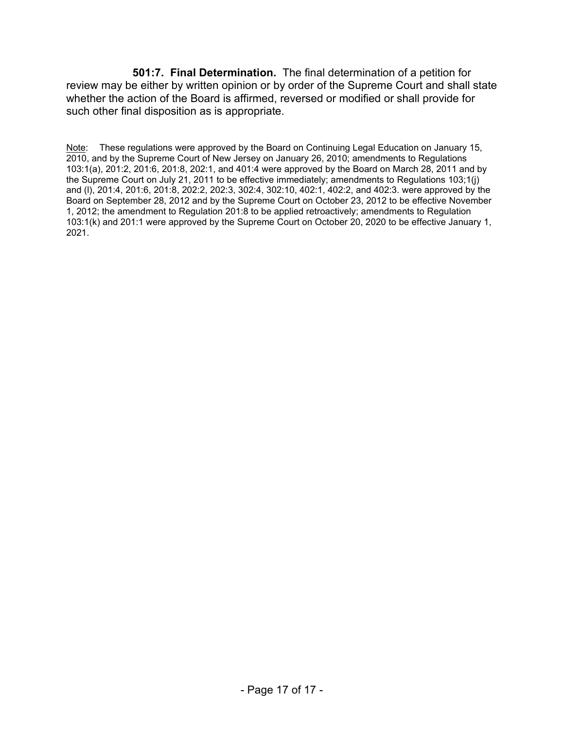**501:7. Final Determination.** The final determination of a petition for review may be either by written opinion or by order of the Supreme Court and shall state whether the action of the Board is affirmed, reversed or modified or shall provide for such other final disposition as is appropriate.

Note: These regulations were approved by the Board on Continuing Legal Education on January 15, 2010, and by the Supreme Court of New Jersey on January 26, 2010; amendments to Regulations 103:1(a), 201:2, 201:6, 201:8, 202:1, and 401:4 were approved by the Board on March 28, 2011 and by the Supreme Court on July 21, 2011 to be effective immediately; amendments to Regulations 103;1(j) and (l), 201:4, 201:6, 201:8, 202:2, 202:3, 302:4, 302:10, 402:1, 402:2, and 402:3. were approved by the Board on September 28, 2012 and by the Supreme Court on October 23, 2012 to be effective November 1, 2012; the amendment to Regulation 201:8 to be applied retroactively; amendments to Regulation 103:1(k) and 201:1 were approved by the Supreme Court on October 20, 2020 to be effective January 1, 2021.